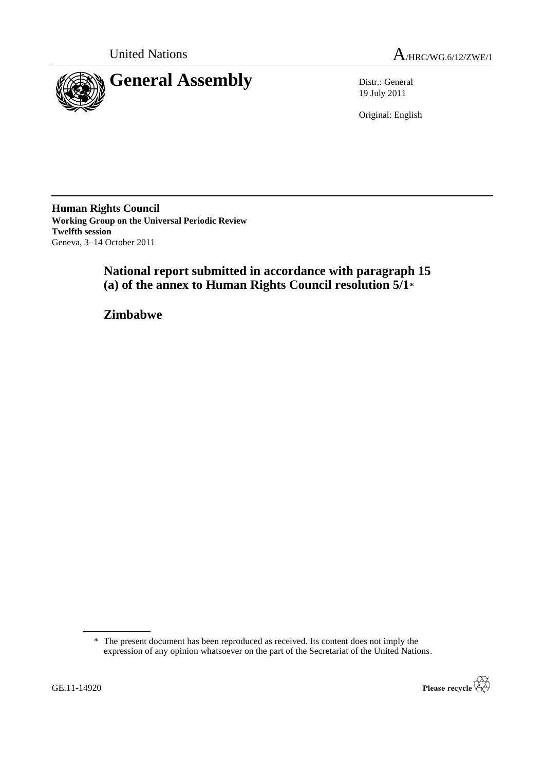United Nations

A/HRC/WG.6/12/ZWE/1

# General Assembly

Distr.: General
19 July 2011

Original: English

**Human Rights Council**
**Working Group on the Universal Periodic Review**
**Twelfth session**
Geneva, 3–14 October 2011

## National report submitted in accordance with paragraph 15 (a) of the annex to Human Rights Council resolution 5/1*

## Zimbabwe

\* The present document has been reproduced as received. Its content does not imply the expression of any opinion whatsoever on the part of the Secretariat of the United Nations.

GE.11-14920

Please recycle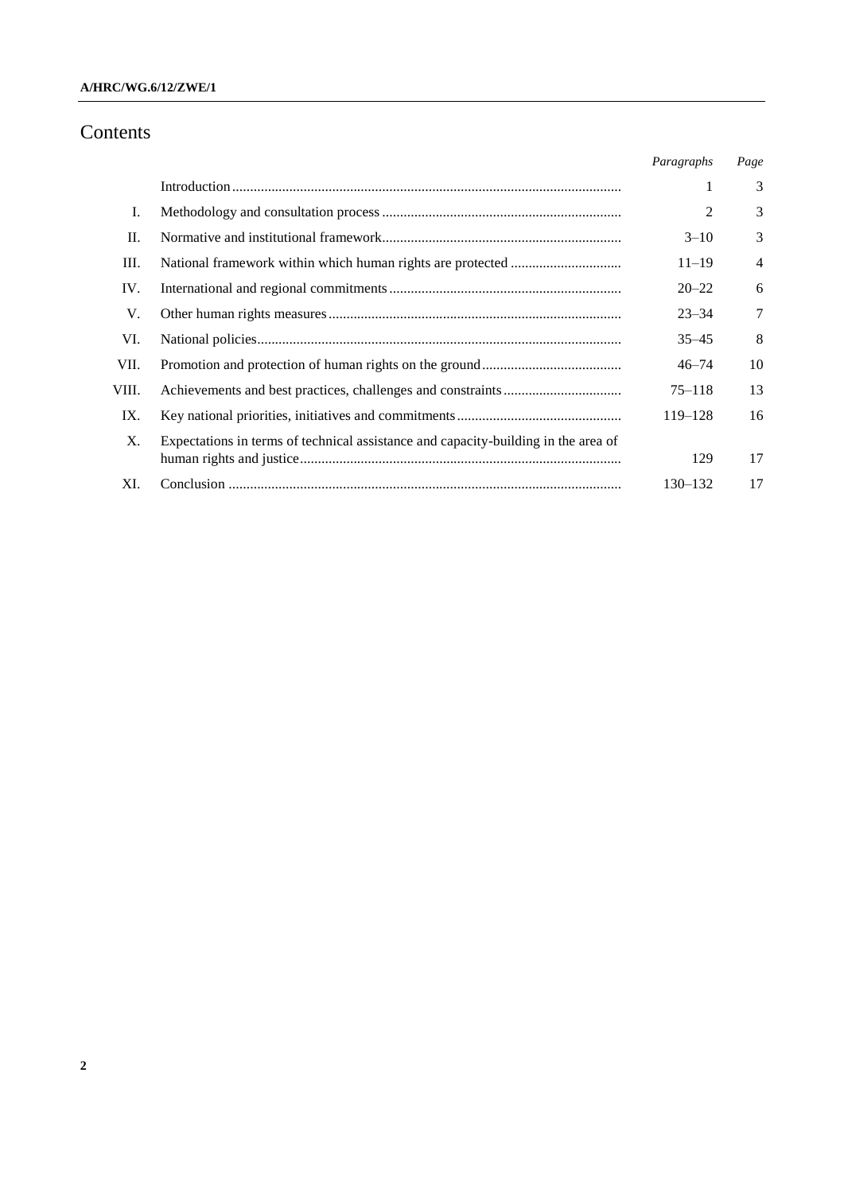# Contents

| | | *Paragraphs* | *Page* |
|---|---|---|---|
| | Introduction | 1 | 3 |
| I. | Methodology and consultation process | 2 | 3 |
| II. | Normative and institutional framework | 3–10 | 3 |
| III. | National framework within which human rights are protected | 11–19 | 4 |
| IV. | International and regional commitments | 20–22 | 6 |
| V. | Other human rights measures | 23–34 | 7 |
| VI. | National policies | 35–45 | 8 |
| VII. | Promotion and protection of human rights on the ground | 46–74 | 10 |
| VIII. | Achievements and best practices, challenges and constraints | 75–118 | 13 |
| IX. | Key national priorities, initiatives and commitments | 119–128 | 16 |
| X. | Expectations in terms of technical assistance and capacity-building in the area of human rights and justice | 129 | 17 |
| XI. | Conclusion | 130–132 | 17 |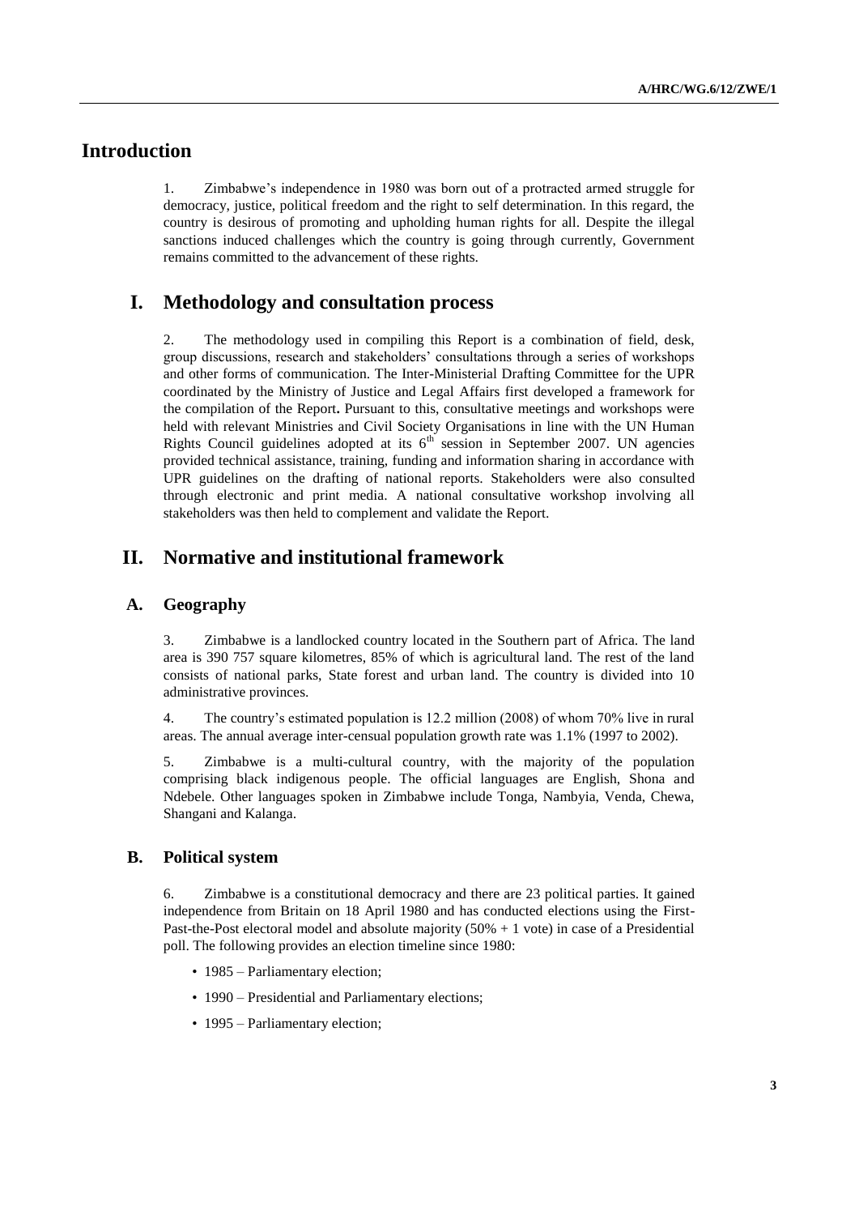# Introduction

1. Zimbabwe's independence in 1980 was born out of a protracted armed struggle for democracy, justice, political freedom and the right to self determination. In this regard, the country is desirous of promoting and upholding human rights for all. Despite the illegal sanctions induced challenges which the country is going through currently, Government remains committed to the advancement of these rights.

# I. Methodology and consultation process

2. The methodology used in compiling this Report is a combination of field, desk, group discussions, research and stakeholders' consultations through a series of workshops and other forms of communication. The Inter-Ministerial Drafting Committee for the UPR coordinated by the Ministry of Justice and Legal Affairs first developed a framework for the compilation of the Report**.** Pursuant to this, consultative meetings and workshops were held with relevant Ministries and Civil Society Organisations in line with the UN Human Rights Council guidelines adopted at its 6th session in September 2007. UN agencies provided technical assistance, training, funding and information sharing in accordance with UPR guidelines on the drafting of national reports. Stakeholders were also consulted through electronic and print media. A national consultative workshop involving all stakeholders was then held to complement and validate the Report.

# II. Normative and institutional framework

## A. Geography

3. Zimbabwe is a landlocked country located in the Southern part of Africa. The land area is 390 757 square kilometres, 85% of which is agricultural land. The rest of the land consists of national parks, State forest and urban land. The country is divided into 10 administrative provinces.

4. The country's estimated population is 12.2 million (2008) of whom 70% live in rural areas. The annual average inter-censual population growth rate was 1.1% (1997 to 2002).

5. Zimbabwe is a multi-cultural country, with the majority of the population comprising black indigenous people. The official languages are English, Shona and Ndebele. Other languages spoken in Zimbabwe include Tonga, Nambyia, Venda, Chewa, Shangani and Kalanga.

## B. Political system

6. Zimbabwe is a constitutional democracy and there are 23 political parties. It gained independence from Britain on 18 April 1980 and has conducted elections using the First-Past-the-Post electoral model and absolute majority (50% + 1 vote) in case of a Presidential poll. The following provides an election timeline since 1980:

- 1985 – Parliamentary election;
- 1990 – Presidential and Parliamentary elections;
- 1995 – Parliamentary election;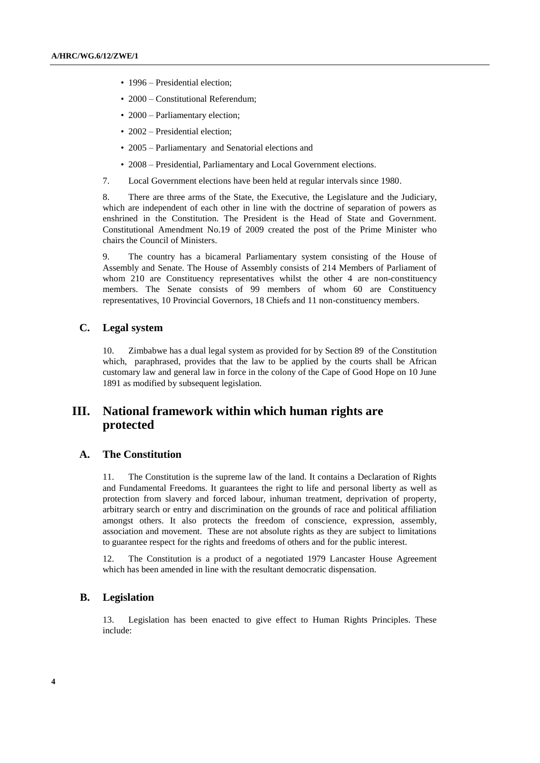- 1996 – Presidential election;
- 2000 – Constitutional Referendum;
- 2000 – Parliamentary election;
- 2002 – Presidential election;
- 2005 – Parliamentary and Senatorial elections and
- 2008 – Presidential, Parliamentary and Local Government elections.

7. Local Government elections have been held at regular intervals since 1980.

8. There are three arms of the State, the Executive, the Legislature and the Judiciary, which are independent of each other in line with the doctrine of separation of powers as enshrined in the Constitution. The President is the Head of State and Government. Constitutional Amendment No.19 of 2009 created the post of the Prime Minister who chairs the Council of Ministers.

9. The country has a bicameral Parliamentary system consisting of the House of Assembly and Senate. The House of Assembly consists of 214 Members of Parliament of whom 210 are Constituency representatives whilst the other 4 are non-constituency members. The Senate consists of 99 members of whom 60 are Constituency representatives, 10 Provincial Governors, 18 Chiefs and 11 non-constituency members.

## C. Legal system

10. Zimbabwe has a dual legal system as provided for by Section 89 of the Constitution which, paraphrased, provides that the law to be applied by the courts shall be African customary law and general law in force in the colony of the Cape of Good Hope on 10 June 1891 as modified by subsequent legislation.

# III. National framework within which human rights are protected

## A. The Constitution

11. The Constitution is the supreme law of the land. It contains a Declaration of Rights and Fundamental Freedoms. It guarantees the right to life and personal liberty as well as protection from slavery and forced labour, inhuman treatment, deprivation of property, arbitrary search or entry and discrimination on the grounds of race and political affiliation amongst others. It also protects the freedom of conscience, expression, assembly, association and movement. These are not absolute rights as they are subject to limitations to guarantee respect for the rights and freedoms of others and for the public interest.

12. The Constitution is a product of a negotiated 1979 Lancaster House Agreement which has been amended in line with the resultant democratic dispensation.

## B. Legislation

13. Legislation has been enacted to give effect to Human Rights Principles. These include: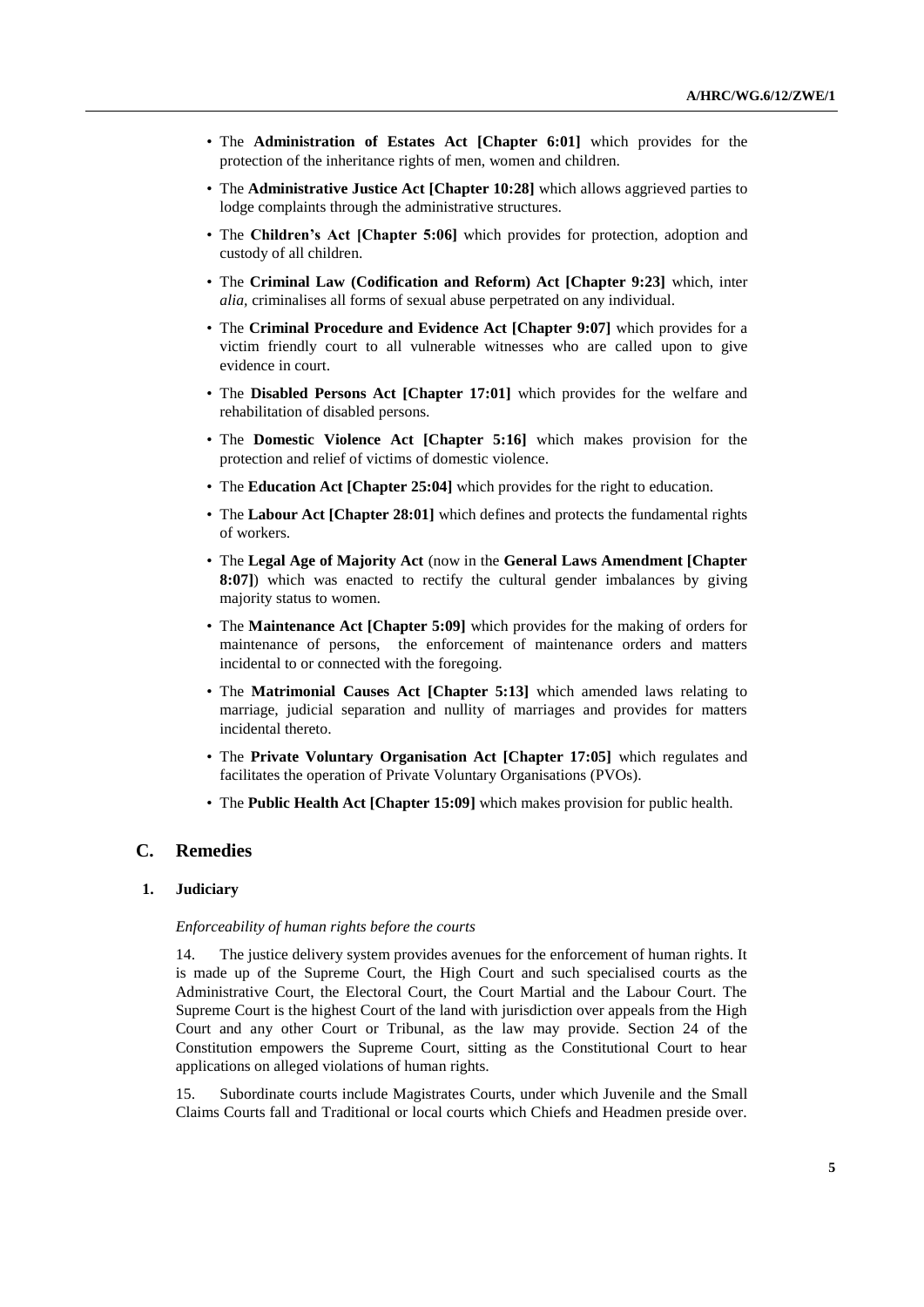- The **Administration of Estates Act [Chapter 6:01]** which provides for the protection of the inheritance rights of men, women and children.
- The **Administrative Justice Act [Chapter 10:28]** which allows aggrieved parties to lodge complaints through the administrative structures.
- The **Children's Act [Chapter 5:06]** which provides for protection, adoption and custody of all children.
- The **Criminal Law (Codification and Reform) Act [Chapter 9:23]** which, inter *alia,* criminalises all forms of sexual abuse perpetrated on any individual.
- The **Criminal Procedure and Evidence Act [Chapter 9:07]** which provides for a victim friendly court to all vulnerable witnesses who are called upon to give evidence in court.
- The **Disabled Persons Act [Chapter 17:01]** which provides for the welfare and rehabilitation of disabled persons.
- The **Domestic Violence Act [Chapter 5:16]** which makes provision for the protection and relief of victims of domestic violence.
- The **Education Act [Chapter 25:04]** which provides for the right to education.
- The **Labour Act [Chapter 28:01]** which defines and protects the fundamental rights of workers.
- The **Legal Age of Majority Act** (now in the **General Laws Amendment [Chapter 8:07]**) which was enacted to rectify the cultural gender imbalances by giving majority status to women.
- The **Maintenance Act [Chapter 5:09]** which provides for the making of orders for maintenance of persons, the enforcement of maintenance orders and matters incidental to or connected with the foregoing.
- The **Matrimonial Causes Act [Chapter 5:13]** which amended laws relating to marriage, judicial separation and nullity of marriages and provides for matters incidental thereto.
- The **Private Voluntary Organisation Act [Chapter 17:05]** which regulates and facilitates the operation of Private Voluntary Organisations (PVOs).
- The **Public Health Act [Chapter 15:09]** which makes provision for public health.

## C. Remedies

### 1. Judiciary

*Enforceability of human rights before the courts*

14. The justice delivery system provides avenues for the enforcement of human rights. It is made up of the Supreme Court, the High Court and such specialised courts as the Administrative Court, the Electoral Court, the Court Martial and the Labour Court. The Supreme Court is the highest Court of the land with jurisdiction over appeals from the High Court and any other Court or Tribunal, as the law may provide. Section 24 of the Constitution empowers the Supreme Court, sitting as the Constitutional Court to hear applications on alleged violations of human rights.

15. Subordinate courts include Magistrates Courts, under which Juvenile and the Small Claims Courts fall and Traditional or local courts which Chiefs and Headmen preside over.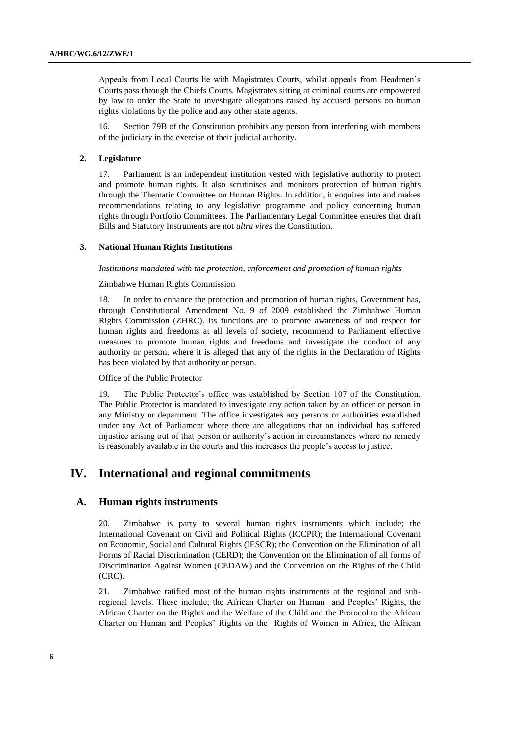Appeals from Local Courts lie with Magistrates Courts, whilst appeals from Headmen's Courts pass through the Chiefs Courts. Magistrates sitting at criminal courts are empowered by law to order the State to investigate allegations raised by accused persons on human rights violations by the police and any other state agents.

16. Section 79B of the Constitution prohibits any person from interfering with members of the judiciary in the exercise of their judicial authority.

### 2. Legislature

17. Parliament is an independent institution vested with legislative authority to protect and promote human rights. It also scrutinises and monitors protection of human rights through the Thematic Committee on Human Rights. In addition, it enquires into and makes recommendations relating to any legislative programme and policy concerning human rights through Portfolio Committees. The Parliamentary Legal Committee ensures that draft Bills and Statutory Instruments are not *ultra vires* the Constitution.

### 3. National Human Rights Institutions

*Institutions mandated with the protection, enforcement and promotion of human rights*

Zimbabwe Human Rights Commission

18. In order to enhance the protection and promotion of human rights, Government has, through Constitutional Amendment No.19 of 2009 established the Zimbabwe Human Rights Commission (ZHRC). Its functions are to promote awareness of and respect for human rights and freedoms at all levels of society, recommend to Parliament effective measures to promote human rights and freedoms and investigate the conduct of any authority or person, where it is alleged that any of the rights in the Declaration of Rights has been violated by that authority or person.

Office of the Public Protector

19. The Public Protector's office was established by Section 107 of the Constitution. The Public Protector is mandated to investigate any action taken by an officer or person in any Ministry or department. The office investigates any persons or authorities established under any Act of Parliament where there are allegations that an individual has suffered injustice arising out of that person or authority's action in circumstances where no remedy is reasonably available in the courts and this increases the people's access to justice.

# IV. International and regional commitments

## A. Human rights instruments

20. Zimbabwe is party to several human rights instruments which include; the International Covenant on Civil and Political Rights (ICCPR); the International Covenant on Economic, Social and Cultural Rights (IESCR); the Convention on the Elimination of all Forms of Racial Discrimination (CERD); the Convention on the Elimination of all forms of Discrimination Against Women (CEDAW) and the Convention on the Rights of the Child (CRC).

21. Zimbabwe ratified most of the human rights instruments at the regional and sub-regional levels. These include; the African Charter on Human and Peoples' Rights, the African Charter on the Rights and the Welfare of the Child and the Protocol to the African Charter on Human and Peoples' Rights on the Rights of Women in Africa, the African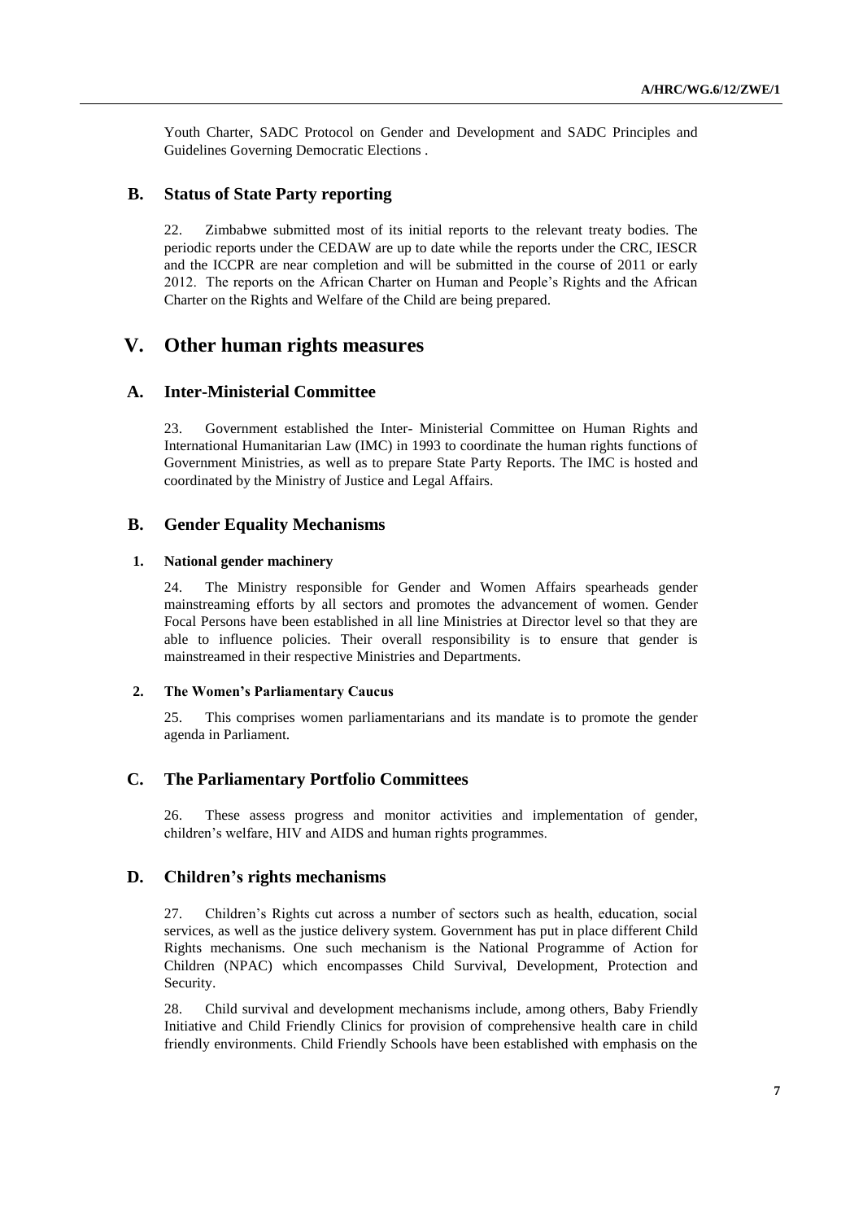Youth Charter, SADC Protocol on Gender and Development and SADC Principles and Guidelines Governing Democratic Elections .

## B. Status of State Party reporting

22. Zimbabwe submitted most of its initial reports to the relevant treaty bodies. The periodic reports under the CEDAW are up to date while the reports under the CRC, IESCR and the ICCPR are near completion and will be submitted in the course of 2011 or early 2012. The reports on the African Charter on Human and People's Rights and the African Charter on the Rights and Welfare of the Child are being prepared.

# V. Other human rights measures

## A. Inter-Ministerial Committee

23. Government established the Inter- Ministerial Committee on Human Rights and International Humanitarian Law (IMC) in 1993 to coordinate the human rights functions of Government Ministries, as well as to prepare State Party Reports. The IMC is hosted and coordinated by the Ministry of Justice and Legal Affairs.

## B. Gender Equality Mechanisms

### 1. National gender machinery

24. The Ministry responsible for Gender and Women Affairs spearheads gender mainstreaming efforts by all sectors and promotes the advancement of women. Gender Focal Persons have been established in all line Ministries at Director level so that they are able to influence policies. Their overall responsibility is to ensure that gender is mainstreamed in their respective Ministries and Departments.

### 2. The Women's Parliamentary Caucus

25. This comprises women parliamentarians and its mandate is to promote the gender agenda in Parliament.

## C. The Parliamentary Portfolio Committees

26. These assess progress and monitor activities and implementation of gender, children's welfare, HIV and AIDS and human rights programmes.

## D. Children's rights mechanisms

27. Children's Rights cut across a number of sectors such as health, education, social services, as well as the justice delivery system. Government has put in place different Child Rights mechanisms. One such mechanism is the National Programme of Action for Children (NPAC) which encompasses Child Survival, Development, Protection and Security.

28. Child survival and development mechanisms include, among others, Baby Friendly Initiative and Child Friendly Clinics for provision of comprehensive health care in child friendly environments. Child Friendly Schools have been established with emphasis on the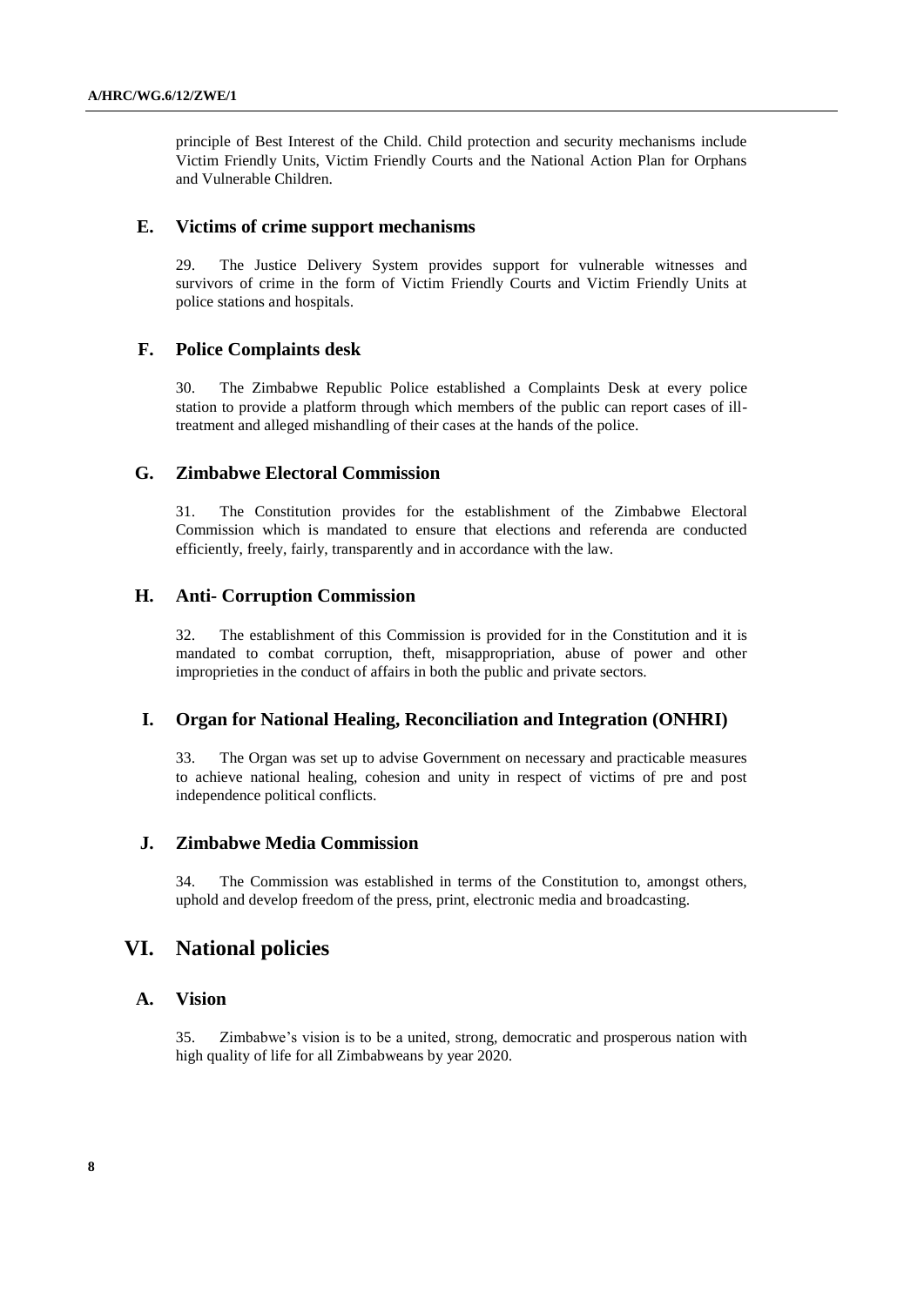principle of Best Interest of the Child. Child protection and security mechanisms include Victim Friendly Units, Victim Friendly Courts and the National Action Plan for Orphans and Vulnerable Children.

## E. Victims of crime support mechanisms

29. The Justice Delivery System provides support for vulnerable witnesses and survivors of crime in the form of Victim Friendly Courts and Victim Friendly Units at police stations and hospitals.

## F. Police Complaints desk

30. The Zimbabwe Republic Police established a Complaints Desk at every police station to provide a platform through which members of the public can report cases of ill-treatment and alleged mishandling of their cases at the hands of the police.

## G. Zimbabwe Electoral Commission

31. The Constitution provides for the establishment of the Zimbabwe Electoral Commission which is mandated to ensure that elections and referenda are conducted efficiently, freely, fairly, transparently and in accordance with the law.

## H. Anti- Corruption Commission

32. The establishment of this Commission is provided for in the Constitution and it is mandated to combat corruption, theft, misappropriation, abuse of power and other improprieties in the conduct of affairs in both the public and private sectors.

## I. Organ for National Healing, Reconciliation and Integration (ONHRI)

33. The Organ was set up to advise Government on necessary and practicable measures to achieve national healing, cohesion and unity in respect of victims of pre and post independence political conflicts.

## J. Zimbabwe Media Commission

34. The Commission was established in terms of the Constitution to, amongst others, uphold and develop freedom of the press, print, electronic media and broadcasting.

# VI. National policies

## A. Vision

35. Zimbabwe's vision is to be a united, strong, democratic and prosperous nation with high quality of life for all Zimbabweans by year 2020.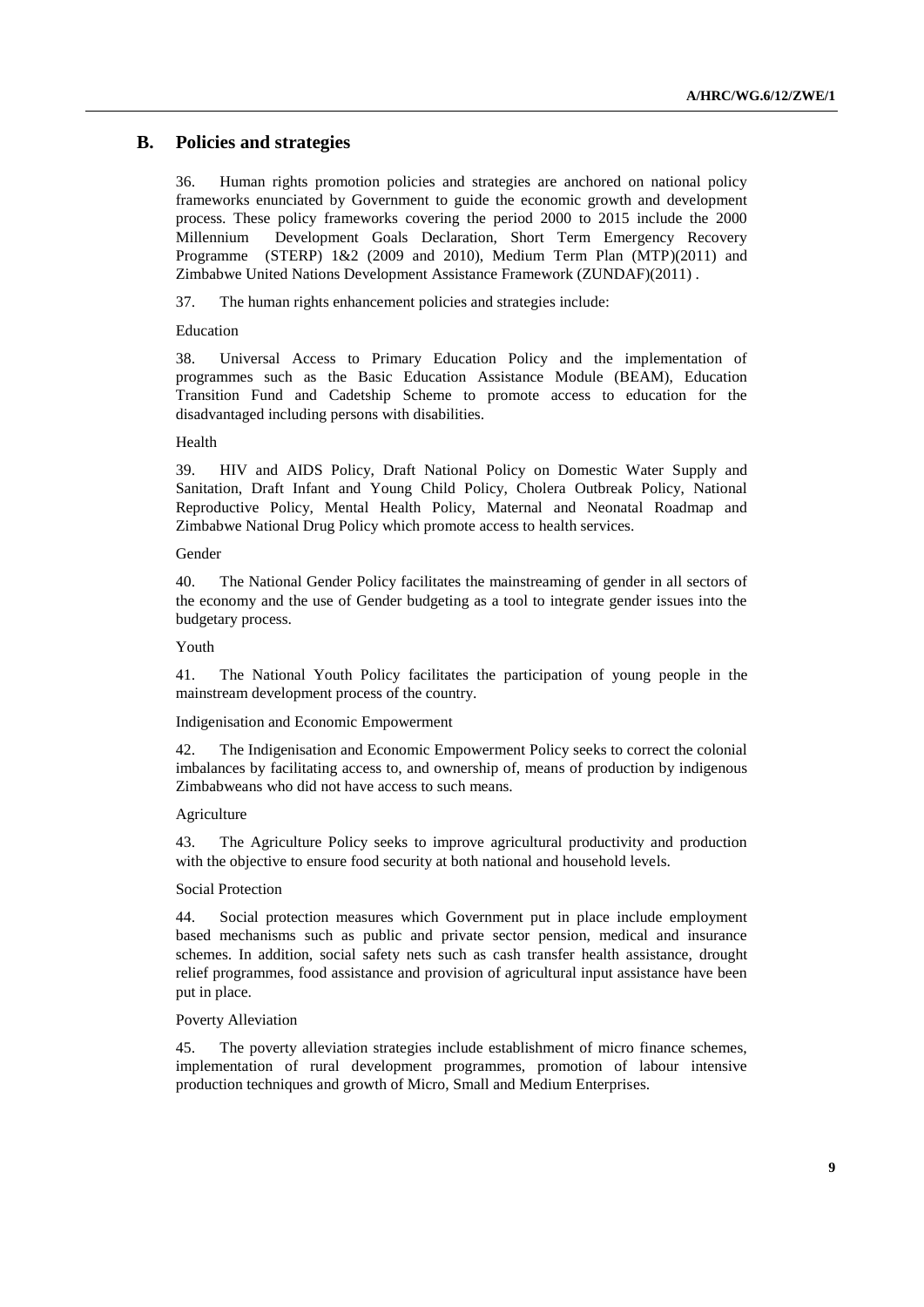## B. Policies and strategies

36. Human rights promotion policies and strategies are anchored on national policy frameworks enunciated by Government to guide the economic growth and development process. These policy frameworks covering the period 2000 to 2015 include the 2000 Millennium Development Goals Declaration, Short Term Emergency Recovery Programme (STERP) 1&2 (2009 and 2010), Medium Term Plan (MTP)(2011) and Zimbabwe United Nations Development Assistance Framework (ZUNDAF)(2011) .

37. The human rights enhancement policies and strategies include:

Education

38. Universal Access to Primary Education Policy and the implementation of programmes such as the Basic Education Assistance Module (BEAM), Education Transition Fund and Cadetship Scheme to promote access to education for the disadvantaged including persons with disabilities.

Health

39. HIV and AIDS Policy, Draft National Policy on Domestic Water Supply and Sanitation, Draft Infant and Young Child Policy, Cholera Outbreak Policy, National Reproductive Policy, Mental Health Policy, Maternal and Neonatal Roadmap and Zimbabwe National Drug Policy which promote access to health services.

Gender

40. The National Gender Policy facilitates the mainstreaming of gender in all sectors of the economy and the use of Gender budgeting as a tool to integrate gender issues into the budgetary process.

Youth

41. The National Youth Policy facilitates the participation of young people in the mainstream development process of the country.

Indigenisation and Economic Empowerment

42. The Indigenisation and Economic Empowerment Policy seeks to correct the colonial imbalances by facilitating access to, and ownership of, means of production by indigenous Zimbabweans who did not have access to such means.

Agriculture

43. The Agriculture Policy seeks to improve agricultural productivity and production with the objective to ensure food security at both national and household levels.

Social Protection

44. Social protection measures which Government put in place include employment based mechanisms such as public and private sector pension, medical and insurance schemes. In addition, social safety nets such as cash transfer health assistance, drought relief programmes, food assistance and provision of agricultural input assistance have been put in place.

Poverty Alleviation

45. The poverty alleviation strategies include establishment of micro finance schemes, implementation of rural development programmes, promotion of labour intensive production techniques and growth of Micro, Small and Medium Enterprises.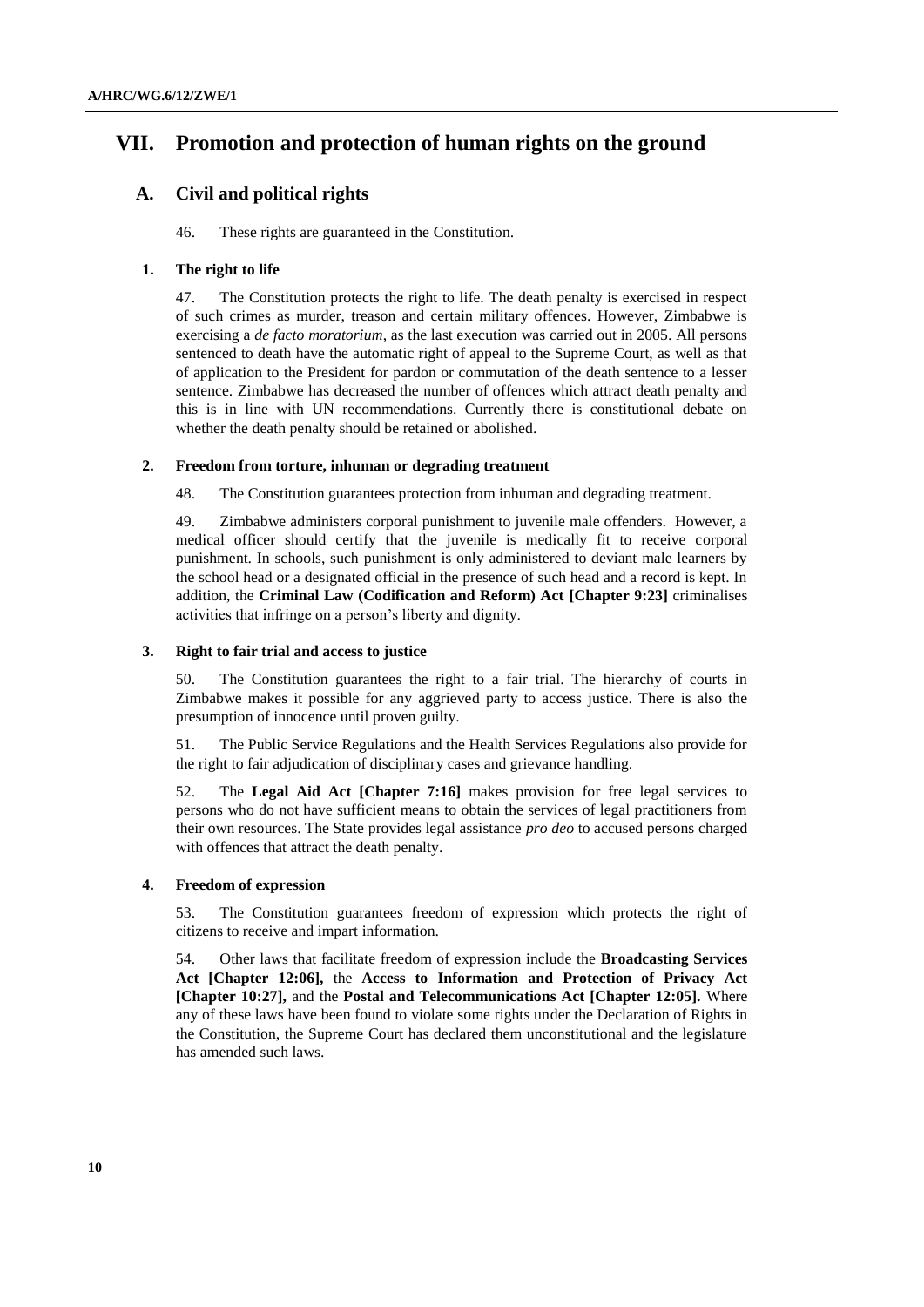# VII. Promotion and protection of human rights on the ground

## A. Civil and political rights

46. These rights are guaranteed in the Constitution.

### 1. The right to life

47. The Constitution protects the right to life. The death penalty is exercised in respect of such crimes as murder, treason and certain military offences. However, Zimbabwe is exercising a *de facto moratorium*, as the last execution was carried out in 2005. All persons sentenced to death have the automatic right of appeal to the Supreme Court, as well as that of application to the President for pardon or commutation of the death sentence to a lesser sentence. Zimbabwe has decreased the number of offences which attract death penalty and this is in line with UN recommendations. Currently there is constitutional debate on whether the death penalty should be retained or abolished.

### 2. Freedom from torture, inhuman or degrading treatment

48. The Constitution guarantees protection from inhuman and degrading treatment.

49. Zimbabwe administers corporal punishment to juvenile male offenders. However, a medical officer should certify that the juvenile is medically fit to receive corporal punishment. In schools, such punishment is only administered to deviant male learners by the school head or a designated official in the presence of such head and a record is kept. In addition, the **Criminal Law (Codification and Reform) Act [Chapter 9:23]** criminalises activities that infringe on a person's liberty and dignity.

### 3. Right to fair trial and access to justice

50. The Constitution guarantees the right to a fair trial. The hierarchy of courts in Zimbabwe makes it possible for any aggrieved party to access justice. There is also the presumption of innocence until proven guilty.

51. The Public Service Regulations and the Health Services Regulations also provide for the right to fair adjudication of disciplinary cases and grievance handling.

52. The **Legal Aid Act [Chapter 7:16]** makes provision for free legal services to persons who do not have sufficient means to obtain the services of legal practitioners from their own resources. The State provides legal assistance *pro deo* to accused persons charged with offences that attract the death penalty.

### 4. Freedom of expression

53. The Constitution guarantees freedom of expression which protects the right of citizens to receive and impart information.

54. Other laws that facilitate freedom of expression include the **Broadcasting Services Act [Chapter 12:06],** the **Access to Information and Protection of Privacy Act [Chapter 10:27],** and the **Postal and Telecommunications Act [Chapter 12:05].** Where any of these laws have been found to violate some rights under the Declaration of Rights in the Constitution, the Supreme Court has declared them unconstitutional and the legislature has amended such laws.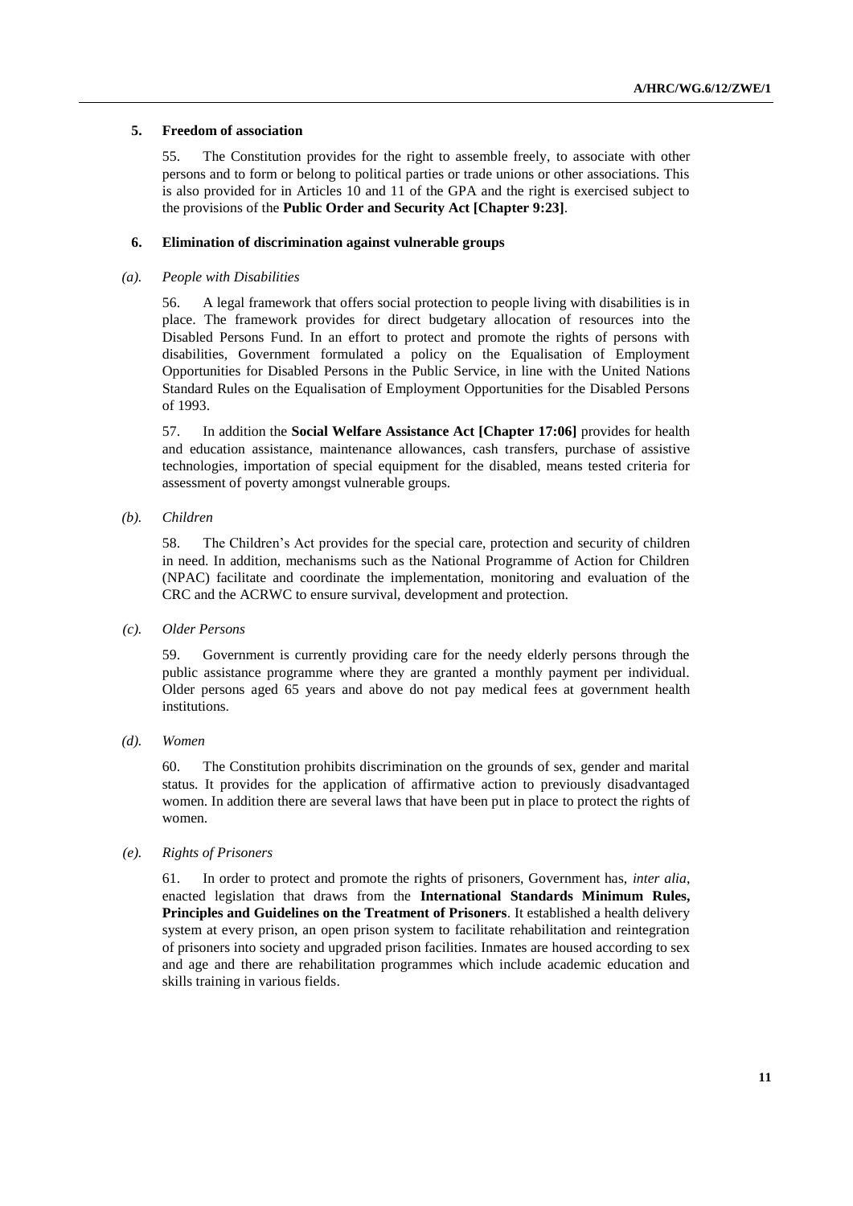## 5. Freedom of association

55. The Constitution provides for the right to assemble freely, to associate with other persons and to form or belong to political parties or trade unions or other associations. This is also provided for in Articles 10 and 11 of the GPA and the right is exercised subject to the provisions of the **Public Order and Security Act [Chapter 9:23]**.

## 6. Elimination of discrimination against vulnerable groups

### *(a). People with Disabilities*

56. A legal framework that offers social protection to people living with disabilities is in place. The framework provides for direct budgetary allocation of resources into the Disabled Persons Fund. In an effort to protect and promote the rights of persons with disabilities, Government formulated a policy on the Equalisation of Employment Opportunities for Disabled Persons in the Public Service, in line with the United Nations Standard Rules on the Equalisation of Employment Opportunities for the Disabled Persons of 1993.

57. In addition the **Social Welfare Assistance Act [Chapter 17:06]** provides for health and education assistance, maintenance allowances, cash transfers, purchase of assistive technologies, importation of special equipment for the disabled, means tested criteria for assessment of poverty amongst vulnerable groups.

### *(b). Children*

58. The Children's Act provides for the special care, protection and security of children in need. In addition, mechanisms such as the National Programme of Action for Children (NPAC) facilitate and coordinate the implementation, monitoring and evaluation of the CRC and the ACRWC to ensure survival, development and protection.

### *(c). Older Persons*

59. Government is currently providing care for the needy elderly persons through the public assistance programme where they are granted a monthly payment per individual. Older persons aged 65 years and above do not pay medical fees at government health institutions.

### *(d). Women*

60. The Constitution prohibits discrimination on the grounds of sex, gender and marital status. It provides for the application of affirmative action to previously disadvantaged women. In addition there are several laws that have been put in place to protect the rights of women.

### *(e). Rights of Prisoners*

61. In order to protect and promote the rights of prisoners, Government has, *inter alia*, enacted legislation that draws from the **International Standards Minimum Rules, Principles and Guidelines on the Treatment of Prisoners**. It established a health delivery system at every prison, an open prison system to facilitate rehabilitation and reintegration of prisoners into society and upgraded prison facilities. Inmates are housed according to sex and age and there are rehabilitation programmes which include academic education and skills training in various fields.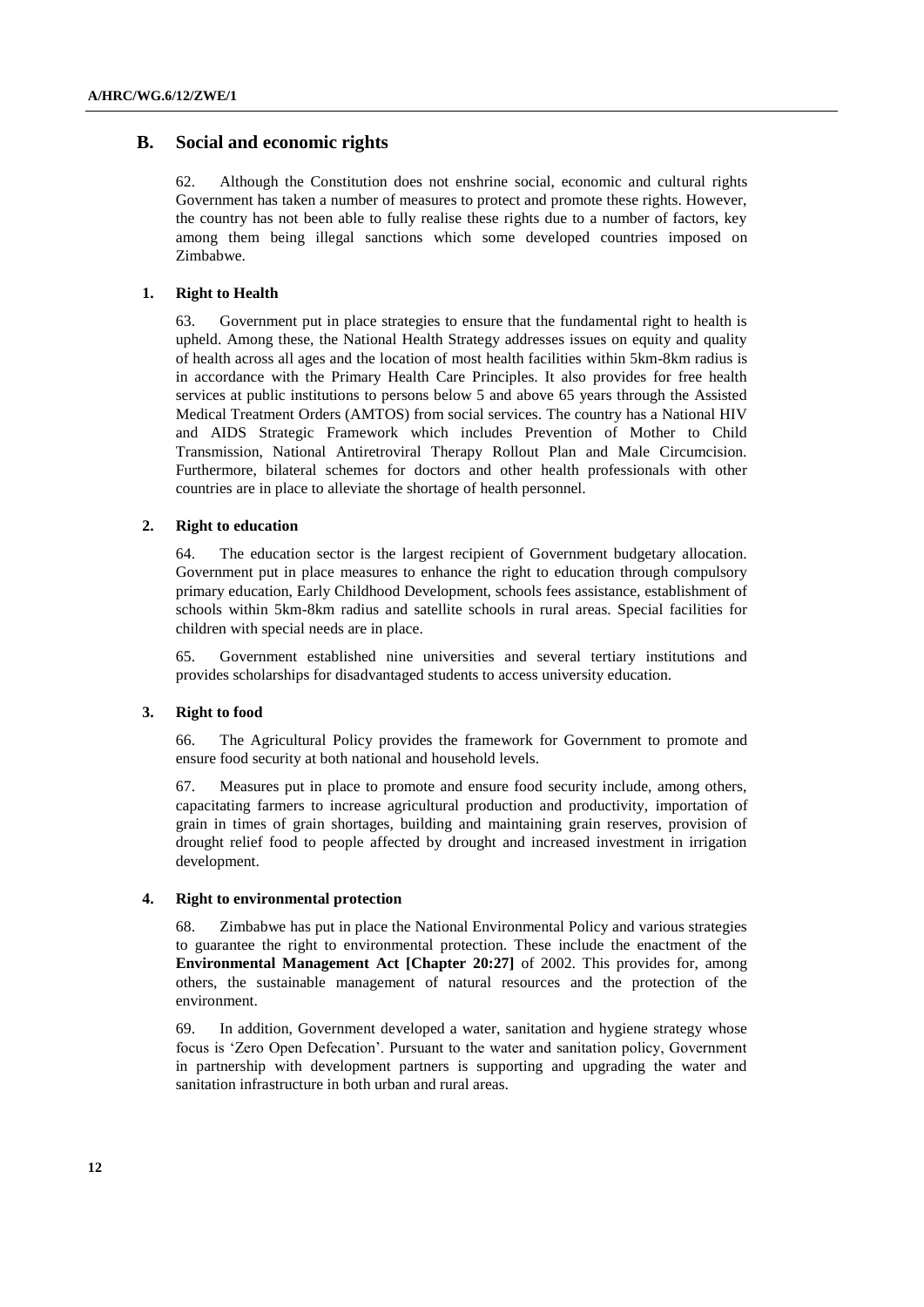## B. Social and economic rights

62. Although the Constitution does not enshrine social, economic and cultural rights Government has taken a number of measures to protect and promote these rights. However, the country has not been able to fully realise these rights due to a number of factors, key among them being illegal sanctions which some developed countries imposed on Zimbabwe.

### 1. Right to Health

63. Government put in place strategies to ensure that the fundamental right to health is upheld. Among these, the National Health Strategy addresses issues on equity and quality of health across all ages and the location of most health facilities within 5km-8km radius is in accordance with the Primary Health Care Principles. It also provides for free health services at public institutions to persons below 5 and above 65 years through the Assisted Medical Treatment Orders (AMTOS) from social services. The country has a National HIV and AIDS Strategic Framework which includes Prevention of Mother to Child Transmission, National Antiretroviral Therapy Rollout Plan and Male Circumcision. Furthermore, bilateral schemes for doctors and other health professionals with other countries are in place to alleviate the shortage of health personnel.

### 2. Right to education

64. The education sector is the largest recipient of Government budgetary allocation. Government put in place measures to enhance the right to education through compulsory primary education, Early Childhood Development, schools fees assistance, establishment of schools within 5km-8km radius and satellite schools in rural areas. Special facilities for children with special needs are in place.

65. Government established nine universities and several tertiary institutions and provides scholarships for disadvantaged students to access university education.

### 3. Right to food

66. The Agricultural Policy provides the framework for Government to promote and ensure food security at both national and household levels.

67. Measures put in place to promote and ensure food security include, among others, capacitating farmers to increase agricultural production and productivity, importation of grain in times of grain shortages, building and maintaining grain reserves, provision of drought relief food to people affected by drought and increased investment in irrigation development.

### 4. Right to environmental protection

68. Zimbabwe has put in place the National Environmental Policy and various strategies to guarantee the right to environmental protection. These include the enactment of the **Environmental Management Act [Chapter 20:27]** of 2002. This provides for, among others, the sustainable management of natural resources and the protection of the environment.

69. In addition, Government developed a water, sanitation and hygiene strategy whose focus is 'Zero Open Defecation'. Pursuant to the water and sanitation policy, Government in partnership with development partners is supporting and upgrading the water and sanitation infrastructure in both urban and rural areas.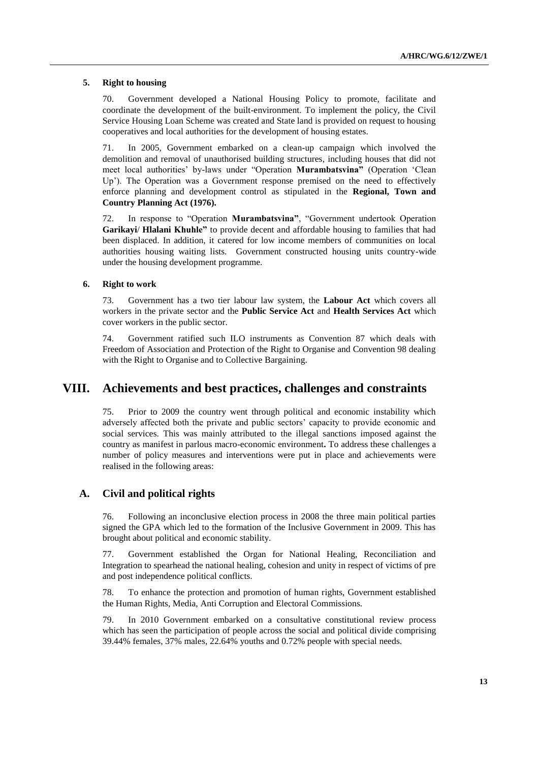### 5. Right to housing

70. Government developed a National Housing Policy to promote, facilitate and coordinate the development of the built-environment. To implement the policy, the Civil Service Housing Loan Scheme was created and State land is provided on request to housing cooperatives and local authorities for the development of housing estates.

71. In 2005, Government embarked on a clean-up campaign which involved the demolition and removal of unauthorised building structures, including houses that did not meet local authorities' by-laws under "Operation **Murambatsvina"** (Operation 'Clean Up'). The Operation was a Government response premised on the need to effectively enforce planning and development control as stipulated in the **Regional, Town and Country Planning Act (1976).**

72. In response to "Operation **Murambatsvina"**, "Government undertook Operation **Garikayi**/ **Hlalani Khuhle"** to provide decent and affordable housing to families that had been displaced. In addition, it catered for low income members of communities on local authorities housing waiting lists. Government constructed housing units country-wide under the housing development programme.

### 6. Right to work

73. Government has a two tier labour law system, the **Labour Act** which covers all workers in the private sector and the **Public Service Act** and **Health Services Act** which cover workers in the public sector.

74. Government ratified such ILO instruments as Convention 87 which deals with Freedom of Association and Protection of the Right to Organise and Convention 98 dealing with the Right to Organise and to Collective Bargaining.

# VIII. Achievements and best practices, challenges and constraints

75. Prior to 2009 the country went through political and economic instability which adversely affected both the private and public sectors' capacity to provide economic and social services. This was mainly attributed to the illegal sanctions imposed against the country as manifest in parlous macro-economic environment**.** To address these challenges a number of policy measures and interventions were put in place and achievements were realised in the following areas:

## A. Civil and political rights

76. Following an inconclusive election process in 2008 the three main political parties signed the GPA which led to the formation of the Inclusive Government in 2009. This has brought about political and economic stability.

77. Government established the Organ for National Healing, Reconciliation and Integration to spearhead the national healing, cohesion and unity in respect of victims of pre and post independence political conflicts.

78. To enhance the protection and promotion of human rights, Government established the Human Rights, Media, Anti Corruption and Electoral Commissions.

79. In 2010 Government embarked on a consultative constitutional review process which has seen the participation of people across the social and political divide comprising 39.44% females, 37% males, 22.64% youths and 0.72% people with special needs.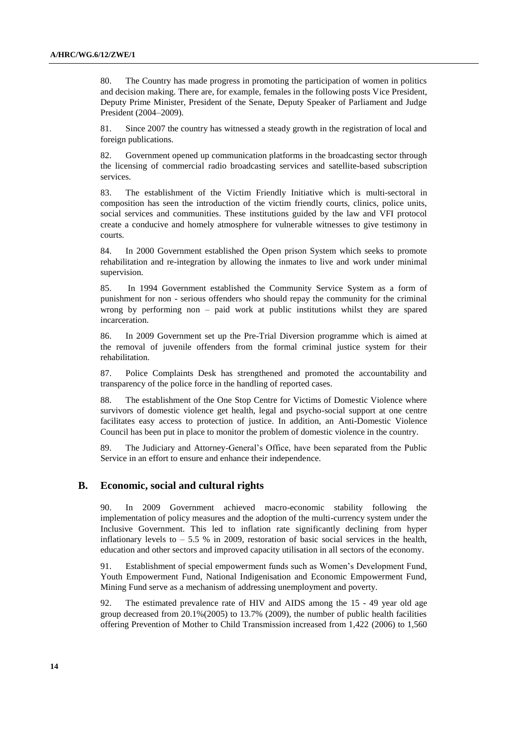80. The Country has made progress in promoting the participation of women in politics and decision making. There are, for example, females in the following posts Vice President, Deputy Prime Minister, President of the Senate, Deputy Speaker of Parliament and Judge President (2004–2009).

81. Since 2007 the country has witnessed a steady growth in the registration of local and foreign publications.

82. Government opened up communication platforms in the broadcasting sector through the licensing of commercial radio broadcasting services and satellite-based subscription services.

83. The establishment of the Victim Friendly Initiative which is multi-sectoral in composition has seen the introduction of the victim friendly courts, clinics, police units, social services and communities. These institutions guided by the law and VFI protocol create a conducive and homely atmosphere for vulnerable witnesses to give testimony in courts.

84. In 2000 Government established the Open prison System which seeks to promote rehabilitation and re-integration by allowing the inmates to live and work under minimal supervision.

85. In 1994 Government established the Community Service System as a form of punishment for non - serious offenders who should repay the community for the criminal wrong by performing non – paid work at public institutions whilst they are spared incarceration.

86. In 2009 Government set up the Pre-Trial Diversion programme which is aimed at the removal of juvenile offenders from the formal criminal justice system for their rehabilitation.

87. Police Complaints Desk has strengthened and promoted the accountability and transparency of the police force in the handling of reported cases.

88. The establishment of the One Stop Centre for Victims of Domestic Violence where survivors of domestic violence get health, legal and psycho-social support at one centre facilitates easy access to protection of justice. In addition, an Anti-Domestic Violence Council has been put in place to monitor the problem of domestic violence in the country.

89. The Judiciary and Attorney-General's Office, have been separated from the Public Service in an effort to ensure and enhance their independence.

## B. Economic, social and cultural rights

90. In 2009 Government achieved macro-economic stability following the implementation of policy measures and the adoption of the multi-currency system under the Inclusive Government. This led to inflation rate significantly declining from hyper inflationary levels to – 5.5 % in 2009, restoration of basic social services in the health, education and other sectors and improved capacity utilisation in all sectors of the economy.

91. Establishment of special empowerment funds such as Women's Development Fund, Youth Empowerment Fund, National Indigenisation and Economic Empowerment Fund, Mining Fund serve as a mechanism of addressing unemployment and poverty.

92. The estimated prevalence rate of HIV and AIDS among the 15 - 49 year old age group decreased from 20.1%(2005) to 13.7% (2009), the number of public health facilities offering Prevention of Mother to Child Transmission increased from 1,422 (2006) to 1,560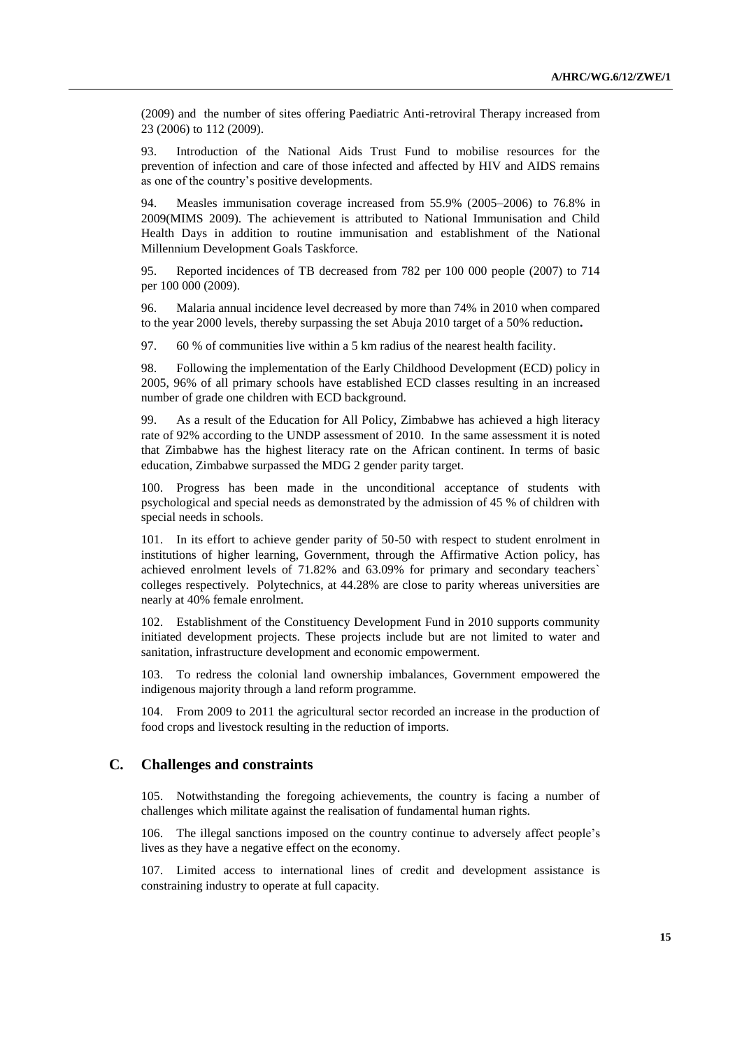(2009) and the number of sites offering Paediatric Anti-retroviral Therapy increased from 23 (2006) to 112 (2009).

93. Introduction of the National Aids Trust Fund to mobilise resources for the prevention of infection and care of those infected and affected by HIV and AIDS remains as one of the country's positive developments.

94. Measles immunisation coverage increased from 55.9% (2005–2006) to 76.8% in 2009(MIMS 2009). The achievement is attributed to National Immunisation and Child Health Days in addition to routine immunisation and establishment of the National Millennium Development Goals Taskforce.

95. Reported incidences of TB decreased from 782 per 100 000 people (2007) to 714 per 100 000 (2009).

96. Malaria annual incidence level decreased by more than 74% in 2010 when compared to the year 2000 levels, thereby surpassing the set Abuja 2010 target of a 50% reduction**.**

97. 60 % of communities live within a 5 km radius of the nearest health facility.

98. Following the implementation of the Early Childhood Development (ECD) policy in 2005, 96% of all primary schools have established ECD classes resulting in an increased number of grade one children with ECD background.

99. As a result of the Education for All Policy, Zimbabwe has achieved a high literacy rate of 92% according to the UNDP assessment of 2010. In the same assessment it is noted that Zimbabwe has the highest literacy rate on the African continent. In terms of basic education, Zimbabwe surpassed the MDG 2 gender parity target.

100. Progress has been made in the unconditional acceptance of students with psychological and special needs as demonstrated by the admission of 45 % of children with special needs in schools.

101. In its effort to achieve gender parity of 50-50 with respect to student enrolment in institutions of higher learning, Government, through the Affirmative Action policy, has achieved enrolment levels of 71.82% and 63.09% for primary and secondary teachers` colleges respectively. Polytechnics, at 44.28% are close to parity whereas universities are nearly at 40% female enrolment.

102. Establishment of the Constituency Development Fund in 2010 supports community initiated development projects. These projects include but are not limited to water and sanitation, infrastructure development and economic empowerment.

103. To redress the colonial land ownership imbalances, Government empowered the indigenous majority through a land reform programme.

104. From 2009 to 2011 the agricultural sector recorded an increase in the production of food crops and livestock resulting in the reduction of imports.

## C. Challenges and constraints

105. Notwithstanding the foregoing achievements, the country is facing a number of challenges which militate against the realisation of fundamental human rights.

106. The illegal sanctions imposed on the country continue to adversely affect people's lives as they have a negative effect on the economy.

107. Limited access to international lines of credit and development assistance is constraining industry to operate at full capacity.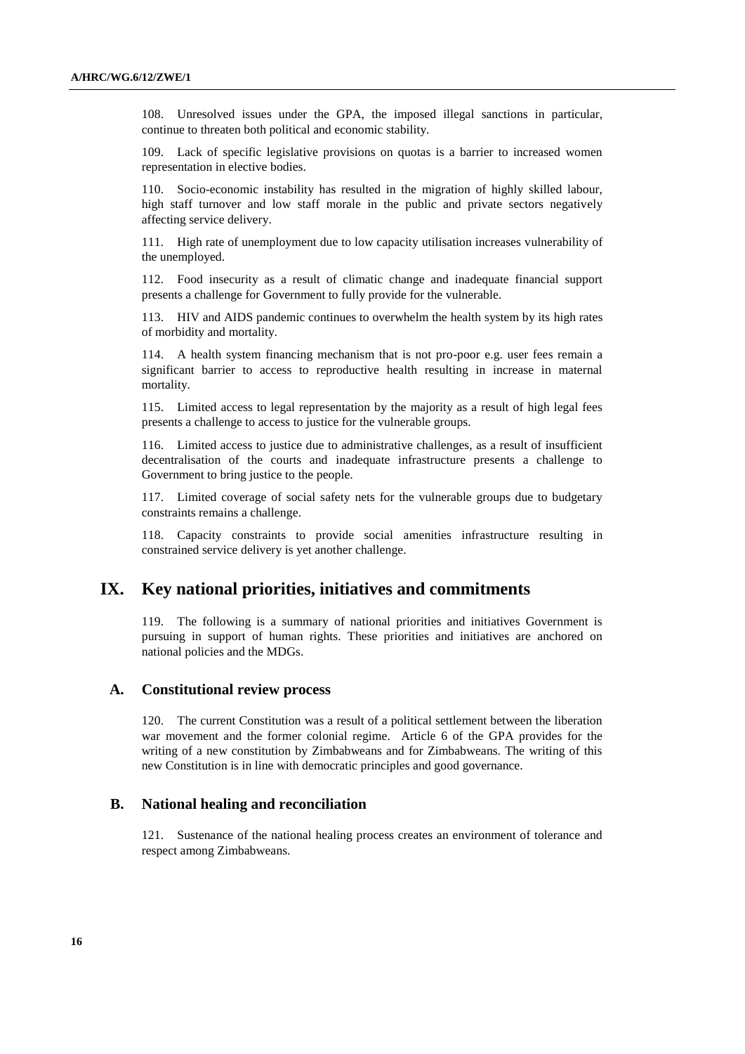108. Unresolved issues under the GPA, the imposed illegal sanctions in particular, continue to threaten both political and economic stability.

109. Lack of specific legislative provisions on quotas is a barrier to increased women representation in elective bodies.

110. Socio-economic instability has resulted in the migration of highly skilled labour, high staff turnover and low staff morale in the public and private sectors negatively affecting service delivery.

111. High rate of unemployment due to low capacity utilisation increases vulnerability of the unemployed.

112. Food insecurity as a result of climatic change and inadequate financial support presents a challenge for Government to fully provide for the vulnerable.

113. HIV and AIDS pandemic continues to overwhelm the health system by its high rates of morbidity and mortality.

114. A health system financing mechanism that is not pro-poor e.g. user fees remain a significant barrier to access to reproductive health resulting in increase in maternal mortality.

115. Limited access to legal representation by the majority as a result of high legal fees presents a challenge to access to justice for the vulnerable groups.

116. Limited access to justice due to administrative challenges, as a result of insufficient decentralisation of the courts and inadequate infrastructure presents a challenge to Government to bring justice to the people.

117. Limited coverage of social safety nets for the vulnerable groups due to budgetary constraints remains a challenge.

118. Capacity constraints to provide social amenities infrastructure resulting in constrained service delivery is yet another challenge.

# IX. Key national priorities, initiatives and commitments

119. The following is a summary of national priorities and initiatives Government is pursuing in support of human rights. These priorities and initiatives are anchored on national policies and the MDGs.

## A. Constitutional review process

120. The current Constitution was a result of a political settlement between the liberation war movement and the former colonial regime. Article 6 of the GPA provides for the writing of a new constitution by Zimbabweans and for Zimbabweans. The writing of this new Constitution is in line with democratic principles and good governance.

## B. National healing and reconciliation

121. Sustenance of the national healing process creates an environment of tolerance and respect among Zimbabweans.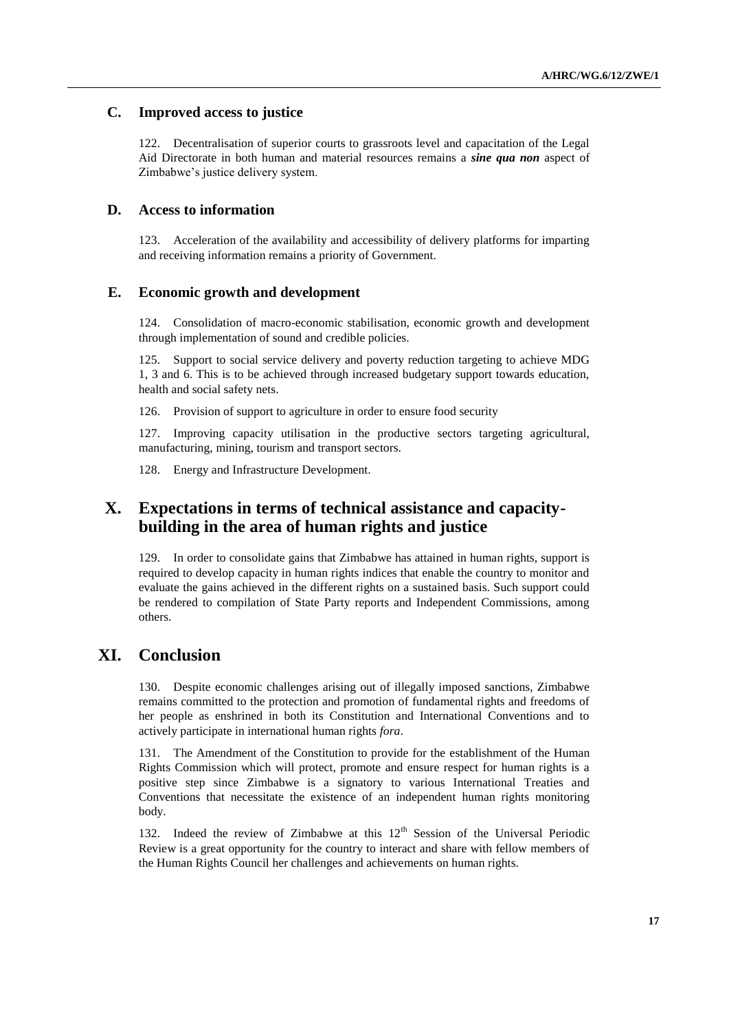### C. Improved access to justice

122. Decentralisation of superior courts to grassroots level and capacitation of the Legal Aid Directorate in both human and material resources remains a ***sine qua non*** aspect of Zimbabwe's justice delivery system.

### D. Access to information

123. Acceleration of the availability and accessibility of delivery platforms for imparting and receiving information remains a priority of Government.

### E. Economic growth and development

124. Consolidation of macro-economic stabilisation, economic growth and development through implementation of sound and credible policies.

125. Support to social service delivery and poverty reduction targeting to achieve MDG 1, 3 and 6. This is to be achieved through increased budgetary support towards education, health and social safety nets.

126. Provision of support to agriculture in order to ensure food security

127. Improving capacity utilisation in the productive sectors targeting agricultural, manufacturing, mining, tourism and transport sectors.

128. Energy and Infrastructure Development.

## X. Expectations in terms of technical assistance and capacity-building in the area of human rights and justice

129. In order to consolidate gains that Zimbabwe has attained in human rights, support is required to develop capacity in human rights indices that enable the country to monitor and evaluate the gains achieved in the different rights on a sustained basis. Such support could be rendered to compilation of State Party reports and Independent Commissions, among others.

## XI. Conclusion

130. Despite economic challenges arising out of illegally imposed sanctions, Zimbabwe remains committed to the protection and promotion of fundamental rights and freedoms of her people as enshrined in both its Constitution and International Conventions and to actively participate in international human rights *fora*.

131. The Amendment of the Constitution to provide for the establishment of the Human Rights Commission which will protect, promote and ensure respect for human rights is a positive step since Zimbabwe is a signatory to various International Treaties and Conventions that necessitate the existence of an independent human rights monitoring body.

132. Indeed the review of Zimbabwe at this 12th Session of the Universal Periodic Review is a great opportunity for the country to interact and share with fellow members of the Human Rights Council her challenges and achievements on human rights.